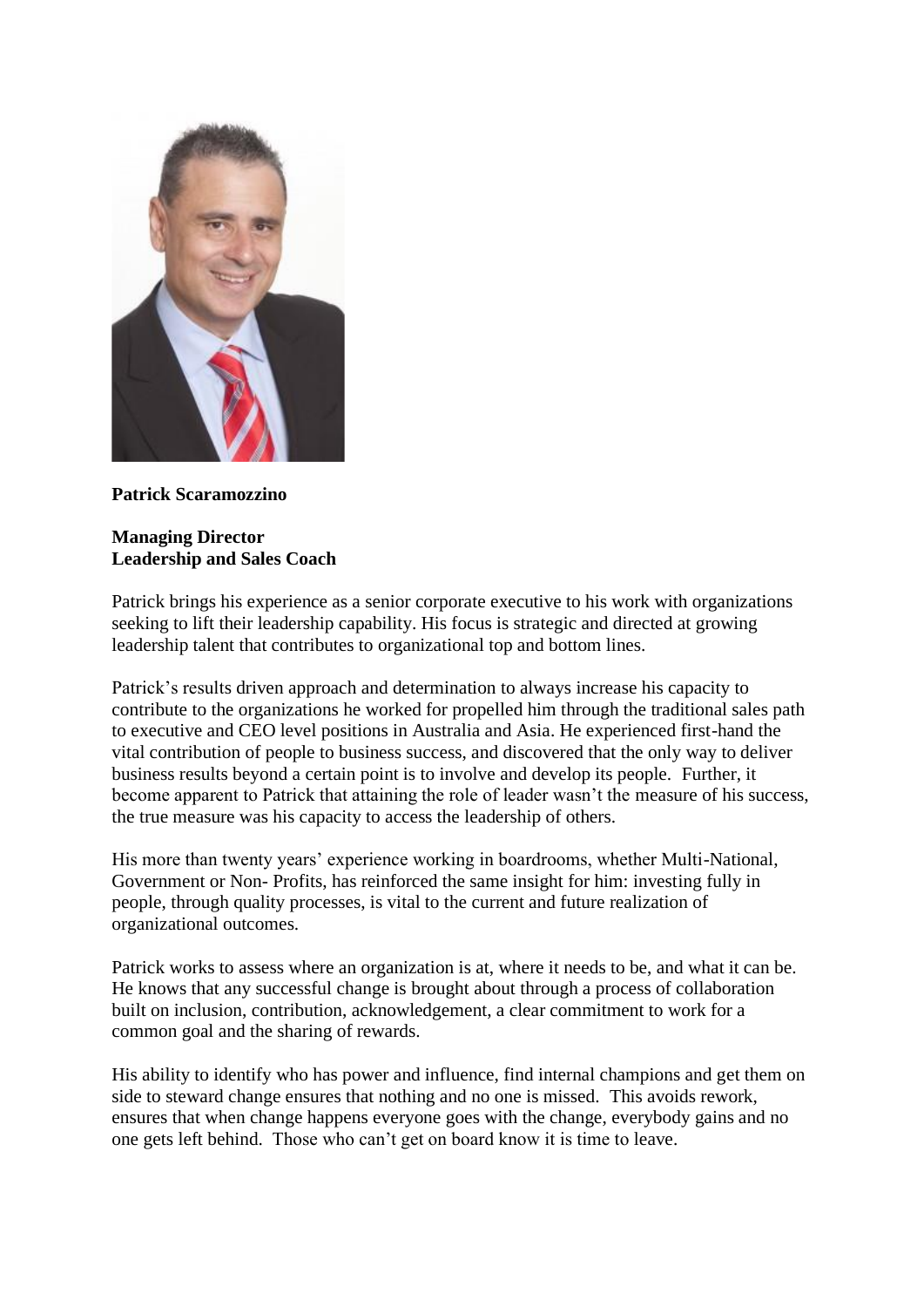**Patrick Scaramozzino**

**Managing Director**
**Leadership and Sales Coach**

Patrick brings his experience as a senior corporate executive to his work with organizations seeking to lift their leadership capability. His focus is strategic and directed at growing leadership talent that contributes to organizational top and bottom lines.

Patrick's results driven approach and determination to always increase his capacity to contribute to the organizations he worked for propelled him through the traditional sales path to executive and CEO level positions in Australia and Asia. He experienced first-hand the vital contribution of people to business success, and discovered that the only way to deliver business results beyond a certain point is to involve and develop its people. Further, it become apparent to Patrick that attaining the role of leader wasn't the measure of his success, the true measure was his capacity to access the leadership of others.

His more than twenty years' experience working in boardrooms, whether Multi-National, Government or Non- Profits, has reinforced the same insight for him: investing fully in people, through quality processes, is vital to the current and future realization of organizational outcomes.

Patrick works to assess where an organization is at, where it needs to be, and what it can be. He knows that any successful change is brought about through a process of collaboration built on inclusion, contribution, acknowledgement, a clear commitment to work for a common goal and the sharing of rewards.

His ability to identify who has power and influence, find internal champions and get them on side to steward change ensures that nothing and no one is missed. This avoids rework, ensures that when change happens everyone goes with the change, everybody gains and no one gets left behind. Those who can't get on board know it is time to leave.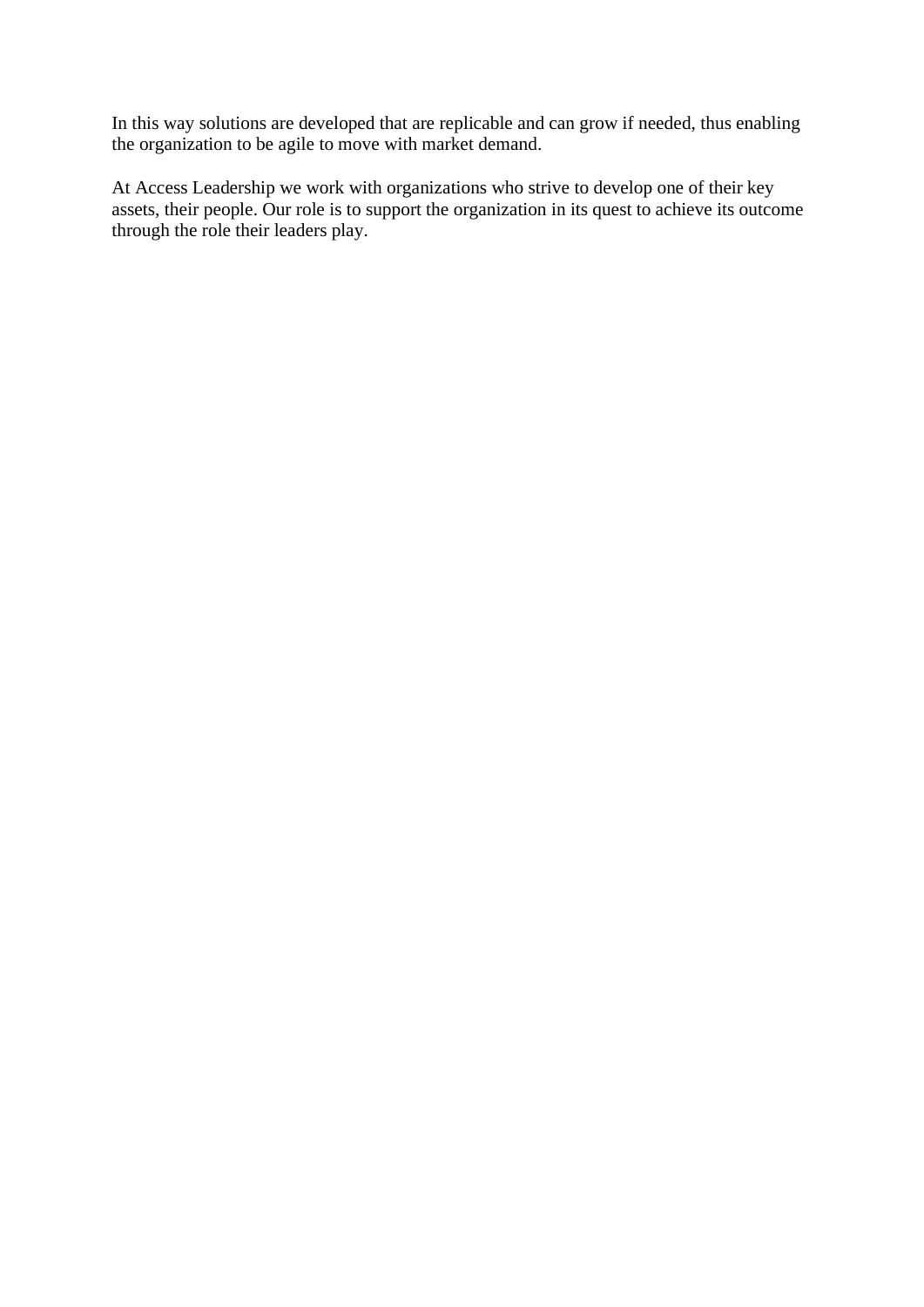In this way solutions are developed that are replicable and can grow if needed, thus enabling the organization to be agile to move with market demand.

At Access Leadership we work with organizations who strive to develop one of their key assets, their people. Our role is to support the organization in its quest to achieve its outcome through the role their leaders play.